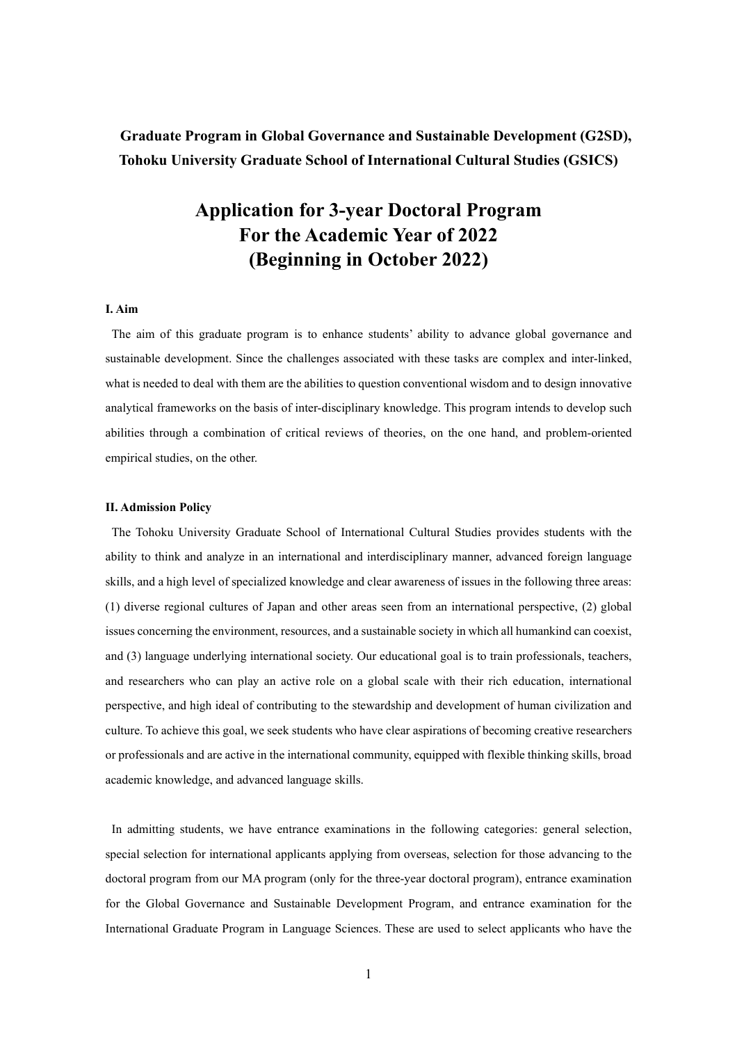**Graduate Program in Global Governance and Sustainable Development (G2SD), Tohoku University Graduate School of International Cultural Studies (GSICS)**

# Application for 3-year Doctoral Program For the Academic Year of 2022 (Beginning in October 2022)

### I. Aim

The aim of this graduate program is to enhance students' ability to advance global governance and sustainable development. Since the challenges associated with these tasks are complex and inter-linked, what is needed to deal with them are the abilities to question conventional wisdom and to design innovative analytical frameworks on the basis of inter-disciplinary knowledge. This program intends to develop such abilities through a combination of critical reviews of theories, on the one hand, and problem-oriented empirical studies, on the other.

### II. Admission Policy

The Tohoku University Graduate School of International Cultural Studies provides students with the ability to think and analyze in an international and interdisciplinary manner, advanced foreign language skills, and a high level of specialized knowledge and clear awareness of issues in the following three areas: (1) diverse regional cultures of Japan and other areas seen from an international perspective, (2) global issues concerning the environment, resources, and a sustainable society in which all humankind can coexist, and (3) language underlying international society. Our educational goal is to train professionals, teachers, and researchers who can play an active role on a global scale with their rich education, international perspective, and high ideal of contributing to the stewardship and development of human civilization and culture. To achieve this goal, we seek students who have clear aspirations of becoming creative researchers or professionals and are active in the international community, equipped with flexible thinking skills, broad academic knowledge, and advanced language skills.

In admitting students, we have entrance examinations in the following categories: general selection, special selection for international applicants applying from overseas, selection for those advancing to the doctoral program from our MA program (only for the three-year doctoral program), entrance examination for the Global Governance and Sustainable Development Program, and entrance examination for the International Graduate Program in Language Sciences. These are used to select applicants who have the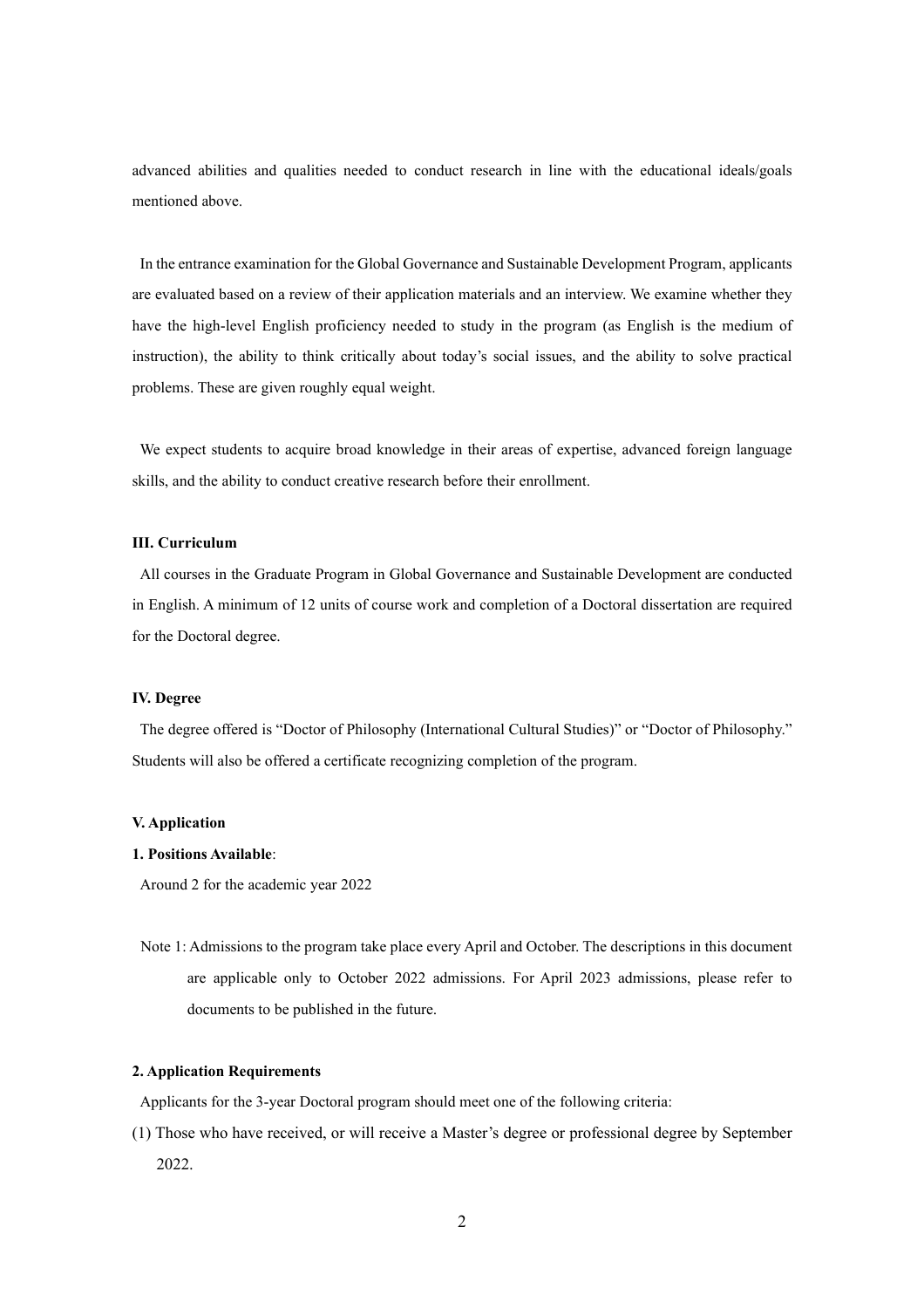advanced abilities and qualities needed to conduct research in line with the educational ideals/goals mentioned above.

In the entrance examination for the Global Governance and Sustainable Development Program, applicants are evaluated based on a review of their application materials and an interview. We examine whether they have the high-level English proficiency needed to study in the program (as English is the medium of instruction), the ability to think critically about today's social issues, and the ability to solve practical problems. These are given roughly equal weight.

We expect students to acquire broad knowledge in their areas of expertise, advanced foreign language skills, and the ability to conduct creative research before their enrollment.

**III. Curriculum**

All courses in the Graduate Program in Global Governance and Sustainable Development are conducted in English. A minimum of 12 units of course work and completion of a Doctoral dissertation are required for the Doctoral degree.

**IV. Degree**

The degree offered is "Doctor of Philosophy (International Cultural Studies)" or "Doctor of Philosophy." Students will also be offered a certificate recognizing completion of the program.

**V. Application**

**1. Positions Available**:

Around 2 for the academic year 2022

Note 1: Admissions to the program take place every April and October. The descriptions in this document are applicable only to October 2022 admissions. For April 2023 admissions, please refer to documents to be published in the future.

**2. Application Requirements**

Applicants for the 3-year Doctoral program should meet one of the following criteria:

(1) Those who have received, or will receive a Master's degree or professional degree by September 2022.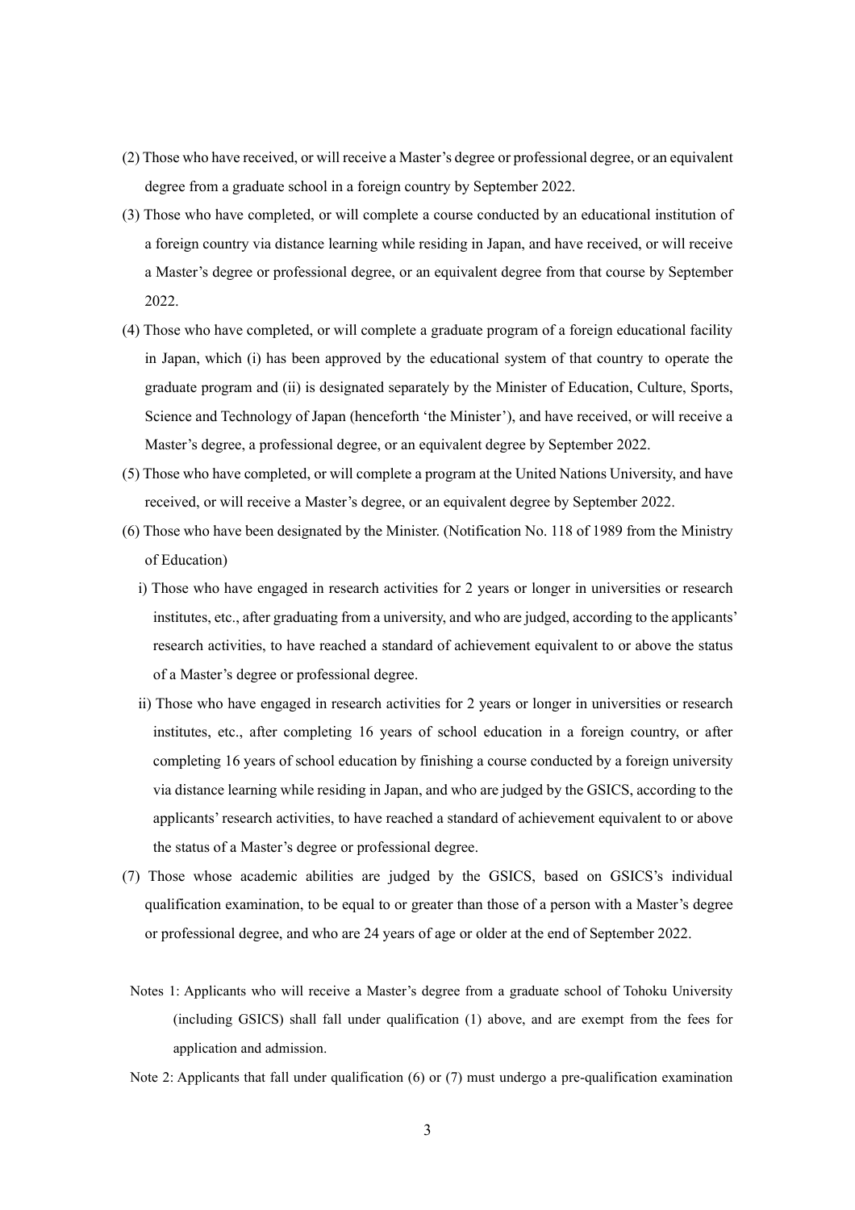(2) Those who have received, or will receive a Master's degree or professional degree, or an equivalent degree from a graduate school in a foreign country by September 2022.

(3) Those who have completed, or will complete a course conducted by an educational institution of a foreign country via distance learning while residing in Japan, and have received, or will receive a Master's degree or professional degree, or an equivalent degree from that course by September 2022.

(4) Those who have completed, or will complete a graduate program of a foreign educational facility in Japan, which (i) has been approved by the educational system of that country to operate the graduate program and (ii) is designated separately by the Minister of Education, Culture, Sports, Science and Technology of Japan (henceforth 'the Minister'), and have received, or will receive a Master's degree, a professional degree, or an equivalent degree by September 2022.

(5) Those who have completed, or will complete a program at the United Nations University, and have received, or will receive a Master's degree, or an equivalent degree by September 2022.

(6) Those who have been designated by the Minister. (Notification No. 118 of 1989 from the Ministry of Education)

  i) Those who have engaged in research activities for 2 years or longer in universities or research institutes, etc., after graduating from a university, and who are judged, according to the applicants' research activities, to have reached a standard of achievement equivalent to or above the status of a Master's degree or professional degree.

  ii) Those who have engaged in research activities for 2 years or longer in universities or research institutes, etc., after completing 16 years of school education in a foreign country, or after completing 16 years of school education by finishing a course conducted by a foreign university via distance learning while residing in Japan, and who are judged by the GSICS, according to the applicants' research activities, to have reached a standard of achievement equivalent to or above the status of a Master's degree or professional degree.

(7) Those whose academic abilities are judged by the GSICS, based on GSICS's individual qualification examination, to be equal to or greater than those of a person with a Master's degree or professional degree, and who are 24 years of age or older at the end of September 2022.

Notes 1: Applicants who will receive a Master's degree from a graduate school of Tohoku University (including GSICS) shall fall under qualification (1) above, and are exempt from the fees for application and admission.

Note 2: Applicants that fall under qualification (6) or (7) must undergo a pre-qualification examination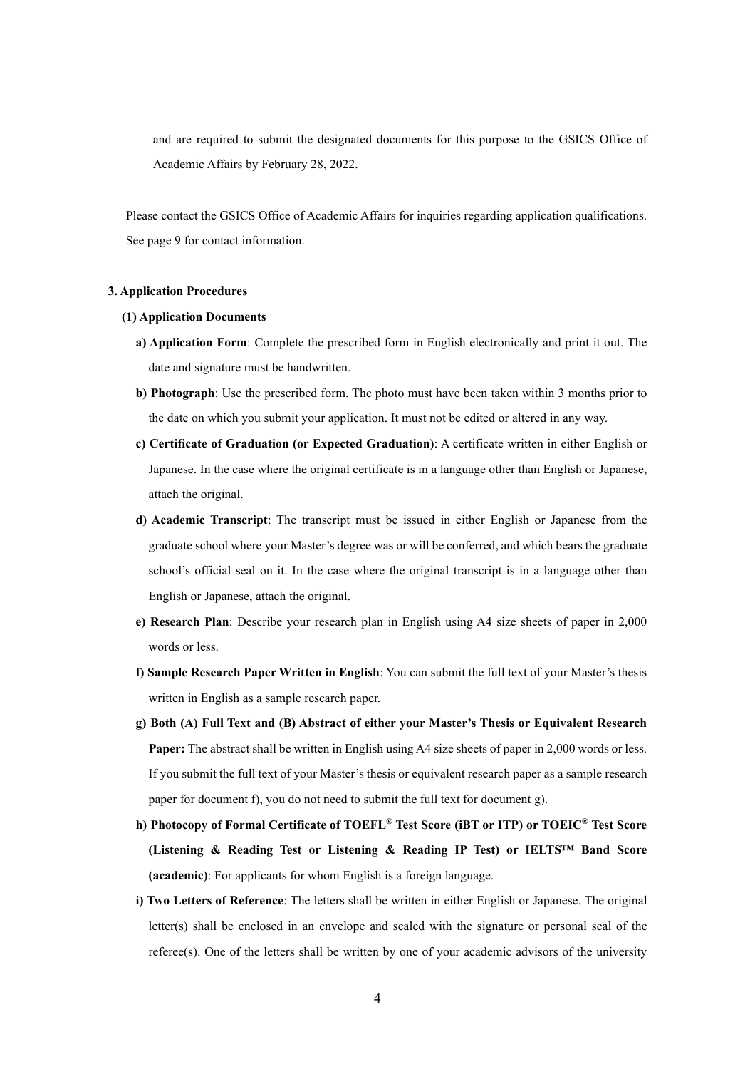and are required to submit the designated documents for this purpose to the GSICS Office of Academic Affairs by February 28, 2022.

Please contact the GSICS Office of Academic Affairs for inquiries regarding application qualifications. See page 9 for contact information.

## 3. Application Procedures

### (1) Application Documents

**a) Application Form**: Complete the prescribed form in English electronically and print it out. The date and signature must be handwritten.

**b) Photograph**: Use the prescribed form. The photo must have been taken within 3 months prior to the date on which you submit your application. It must not be edited or altered in any way.

**c) Certificate of Graduation (or Expected Graduation)**: A certificate written in either English or Japanese. In the case where the original certificate is in a language other than English or Japanese, attach the original.

**d) Academic Transcript**: The transcript must be issued in either English or Japanese from the graduate school where your Master's degree was or will be conferred, and which bears the graduate school's official seal on it. In the case where the original transcript is in a language other than English or Japanese, attach the original.

**e) Research Plan**: Describe your research plan in English using A4 size sheets of paper in 2,000 words or less.

**f) Sample Research Paper Written in English**: You can submit the full text of your Master's thesis written in English as a sample research paper.

**g) Both (A) Full Text and (B) Abstract of either your Master's Thesis or Equivalent Research Paper:** The abstract shall be written in English using A4 size sheets of paper in 2,000 words or less. If you submit the full text of your Master's thesis or equivalent research paper as a sample research paper for document f), you do not need to submit the full text for document g).

**h) Photocopy of Formal Certificate of TOEFL® Test Score (iBT or ITP) or TOEIC® Test Score (Listening & Reading Test or Listening & Reading IP Test) or IELTS™ Band Score (academic)**: For applicants for whom English is a foreign language.

**i) Two Letters of Reference**: The letters shall be written in either English or Japanese. The original letter(s) shall be enclosed in an envelope and sealed with the signature or personal seal of the referee(s). One of the letters shall be written by one of your academic advisors of the university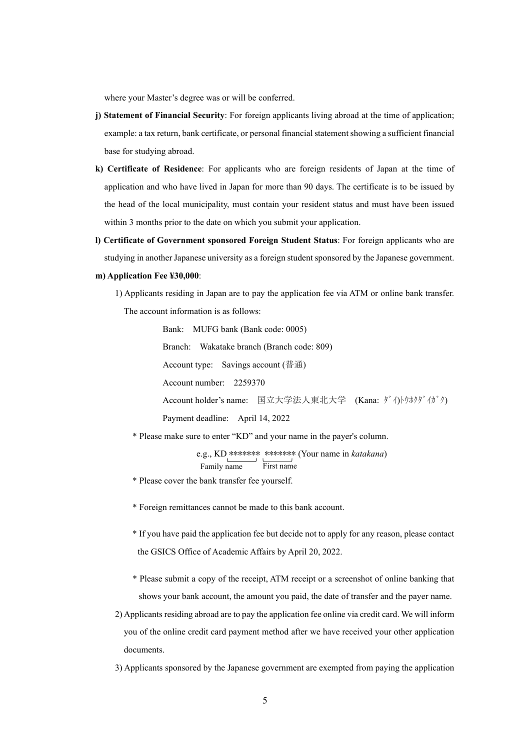where your Master's degree was or will be conferred.

**j) Statement of Financial Security**: For foreign applicants living abroad at the time of application; example: a tax return, bank certificate, or personal financial statement showing a sufficient financial base for studying abroad.

**k) Certificate of Residence**: For applicants who are foreign residents of Japan at the time of application and who have lived in Japan for more than 90 days. The certificate is to be issued by the head of the local municipality, must contain your resident status and must have been issued within 3 months prior to the date on which you submit your application.

**l) Certificate of Government sponsored Foreign Student Status**: For foreign applicants who are studying in another Japanese university as a foreign student sponsored by the Japanese government.

**m) Application Fee ¥30,000**:

1) Applicants residing in Japan are to pay the application fee via ATM or online bank transfer. The account information is as follows:

   Bank: MUFG bank (Bank code: 0005)
   
   Branch: Wakatake branch (Branch code: 809)
   
   Account type: Savings account (普通)
   
   Account number: 2259370
   
   Account holder's name: 国立大学法人東北大学 (Kana: ﾀﾞｲ)ﾄｳﾎｸﾀﾞｲｶﾞｸ)
   
   Payment deadline: April 14, 2022

   * Please make sure to enter "KD" and your name in the payer's column.

     e.g., KD ******* ******* (Your name in *katakana*)
     
     (Family name) (First name)

   * Please cover the bank transfer fee yourself.

   * Foreign remittances cannot be made to this bank account.

   * If you have paid the application fee but decide not to apply for any reason, please contact the GSICS Office of Academic Affairs by April 20, 2022.

   * Please submit a copy of the receipt, ATM receipt or a screenshot of online banking that shows your bank account, the amount you paid, the date of transfer and the payer name.

2) Applicants residing abroad are to pay the application fee online via credit card. We will inform you of the online credit card payment method after we have received your other application documents.

3) Applicants sponsored by the Japanese government are exempted from paying the application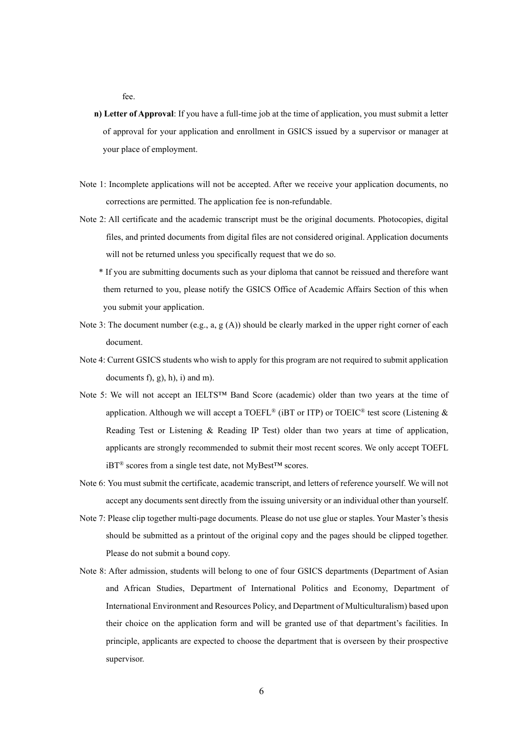fee.

**n) Letter of Approval**: If you have a full-time job at the time of application, you must submit a letter of approval for your application and enrollment in GSICS issued by a supervisor or manager at your place of employment.

Note 1: Incomplete applications will not be accepted. After we receive your application documents, no corrections are permitted. The application fee is non-refundable.

Note 2: All certificate and the academic transcript must be the original documents. Photocopies, digital files, and printed documents from digital files are not considered original. Application documents will not be returned unless you specifically request that we do so.

\* If you are submitting documents such as your diploma that cannot be reissued and therefore want them returned to you, please notify the GSICS Office of Academic Affairs Section of this when you submit your application.

Note 3: The document number (e.g., a, g (A)) should be clearly marked in the upper right corner of each document.

Note 4: Current GSICS students who wish to apply for this program are not required to submit application documents f), g), h), i) and m).

Note 5: We will not accept an IELTS™ Band Score (academic) older than two years at the time of application. Although we will accept a TOEFL® (iBT or ITP) or TOEIC® test score (Listening & Reading Test or Listening & Reading IP Test) older than two years at time of application, applicants are strongly recommended to submit their most recent scores. We only accept TOEFL iBT® scores from a single test date, not MyBest™ scores.

Note 6: You must submit the certificate, academic transcript, and letters of reference yourself. We will not accept any documents sent directly from the issuing university or an individual other than yourself.

Note 7: Please clip together multi-page documents. Please do not use glue or staples. Your Master's thesis should be submitted as a printout of the original copy and the pages should be clipped together. Please do not submit a bound copy.

Note 8: After admission, students will belong to one of four GSICS departments (Department of Asian and African Studies, Department of International Politics and Economy, Department of International Environment and Resources Policy, and Department of Multiculturalism) based upon their choice on the application form and will be granted use of that department's facilities. In principle, applicants are expected to choose the department that is overseen by their prospective supervisor.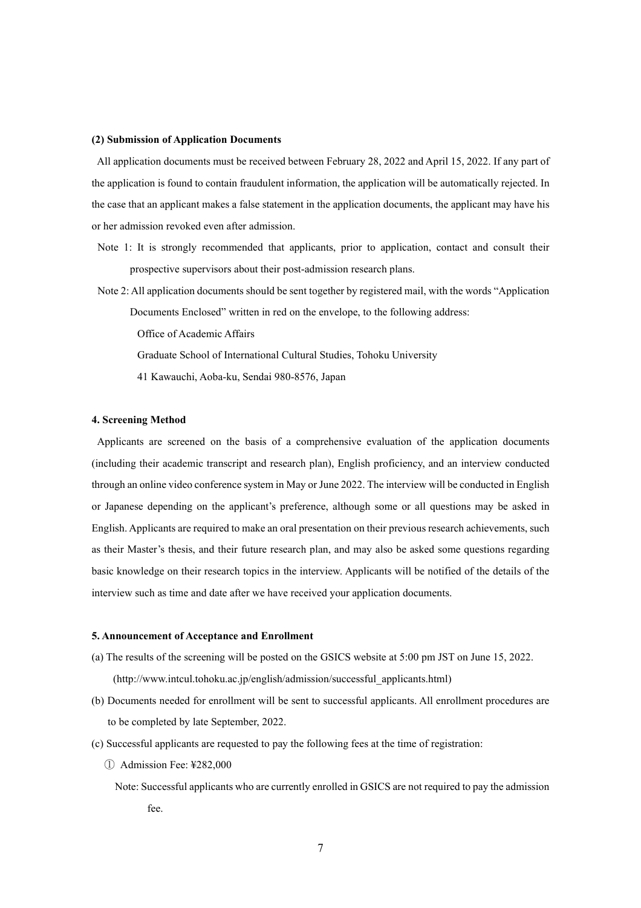**(2) Submission of Application Documents**

All application documents must be received between February 28, 2022 and April 15, 2022. If any part of the application is found to contain fraudulent information, the application will be automatically rejected. In the case that an applicant makes a false statement in the application documents, the applicant may have his or her admission revoked even after admission.

Note 1: It is strongly recommended that applicants, prior to application, contact and consult their prospective supervisors about their post-admission research plans.

Note 2: All application documents should be sent together by registered mail, with the words "Application Documents Enclosed" written in red on the envelope, to the following address:

Office of Academic Affairs
Graduate School of International Cultural Studies, Tohoku University
41 Kawauchi, Aoba-ku, Sendai 980-8576, Japan

**4. Screening Method**

Applicants are screened on the basis of a comprehensive evaluation of the application documents (including their academic transcript and research plan), English proficiency, and an interview conducted through an online video conference system in May or June 2022. The interview will be conducted in English or Japanese depending on the applicant's preference, although some or all questions may be asked in English. Applicants are required to make an oral presentation on their previous research achievements, such as their Master's thesis, and their future research plan, and may also be asked some questions regarding basic knowledge on their research topics in the interview. Applicants will be notified of the details of the interview such as time and date after we have received your application documents.

**5. Announcement of Acceptance and Enrollment**

(a) The results of the screening will be posted on the GSICS website at 5:00 pm JST on June 15, 2022. (http://www.intcul.tohoku.ac.jp/english/admission/successful_applicants.html)

(b) Documents needed for enrollment will be sent to successful applicants. All enrollment procedures are to be completed by late September, 2022.

(c) Successful applicants are requested to pay the following fees at the time of registration:

① Admission Fee: ¥282,000

Note: Successful applicants who are currently enrolled in GSICS are not required to pay the admission fee.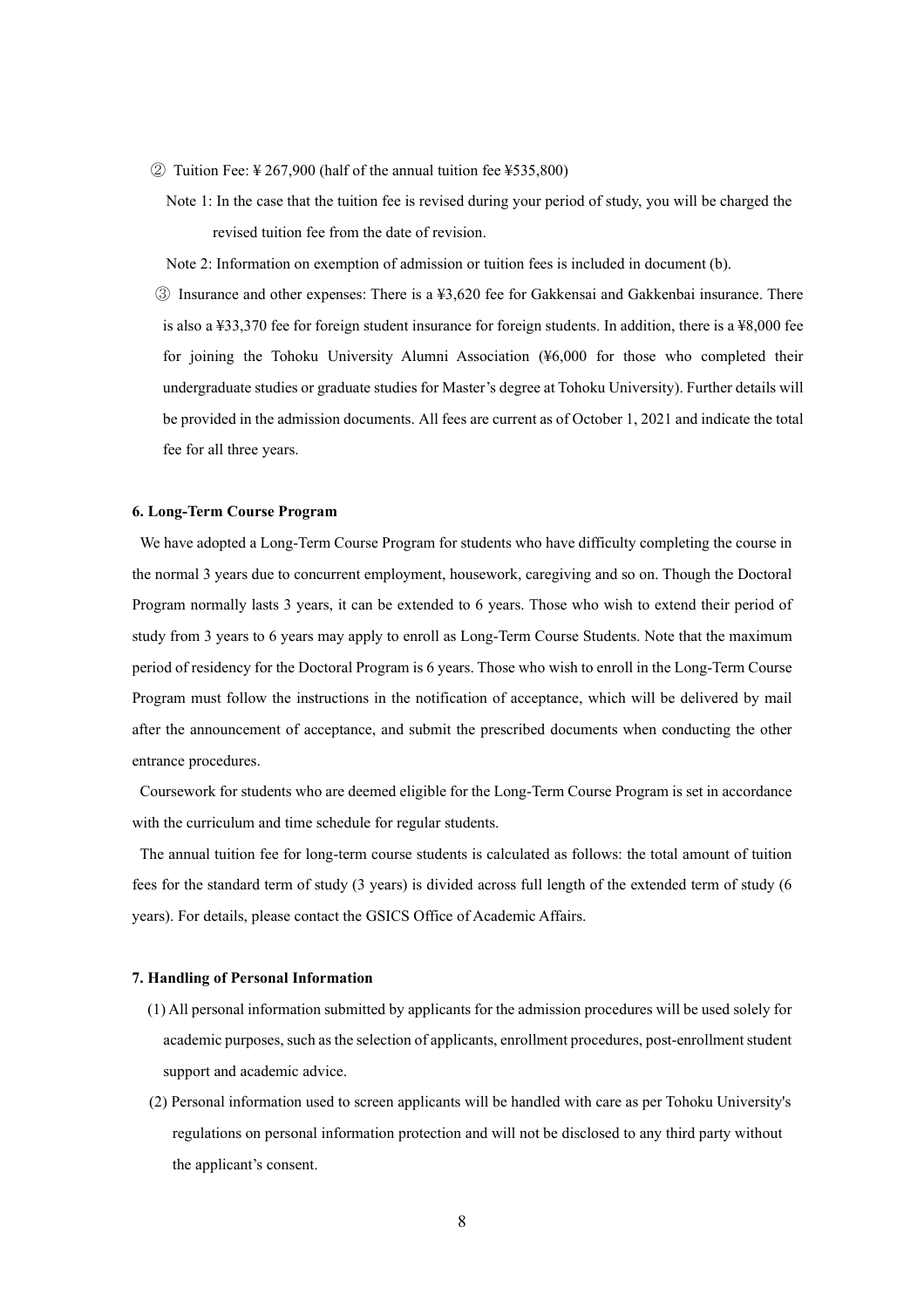② Tuition Fee: ¥ 267,900 (half of the annual tuition fee ¥535,800)

Note 1: In the case that the tuition fee is revised during your period of study, you will be charged the revised tuition fee from the date of revision.

Note 2: Information on exemption of admission or tuition fees is included in document (b).

③ Insurance and other expenses: There is a ¥3,620 fee for Gakkensai and Gakkenbai insurance. There is also a ¥33,370 fee for foreign student insurance for foreign students. In addition, there is a ¥8,000 fee for joining the Tohoku University Alumni Association (¥6,000 for those who completed their undergraduate studies or graduate studies for Master's degree at Tohoku University). Further details will be provided in the admission documents. All fees are current as of October 1, 2021 and indicate the total fee for all three years.

**6. Long-Term Course Program**

We have adopted a Long-Term Course Program for students who have difficulty completing the course in the normal 3 years due to concurrent employment, housework, caregiving and so on. Though the Doctoral Program normally lasts 3 years, it can be extended to 6 years. Those who wish to extend their period of study from 3 years to 6 years may apply to enroll as Long-Term Course Students. Note that the maximum period of residency for the Doctoral Program is 6 years. Those who wish to enroll in the Long-Term Course Program must follow the instructions in the notification of acceptance, which will be delivered by mail after the announcement of acceptance, and submit the prescribed documents when conducting the other entrance procedures.

Coursework for students who are deemed eligible for the Long-Term Course Program is set in accordance with the curriculum and time schedule for regular students.

The annual tuition fee for long-term course students is calculated as follows: the total amount of tuition fees for the standard term of study (3 years) is divided across full length of the extended term of study (6 years). For details, please contact the GSICS Office of Academic Affairs.

**7. Handling of Personal Information**

(1) All personal information submitted by applicants for the admission procedures will be used solely for academic purposes, such as the selection of applicants, enrollment procedures, post-enrollment student support and academic advice.

(2) Personal information used to screen applicants will be handled with care as per Tohoku University's regulations on personal information protection and will not be disclosed to any third party without the applicant's consent.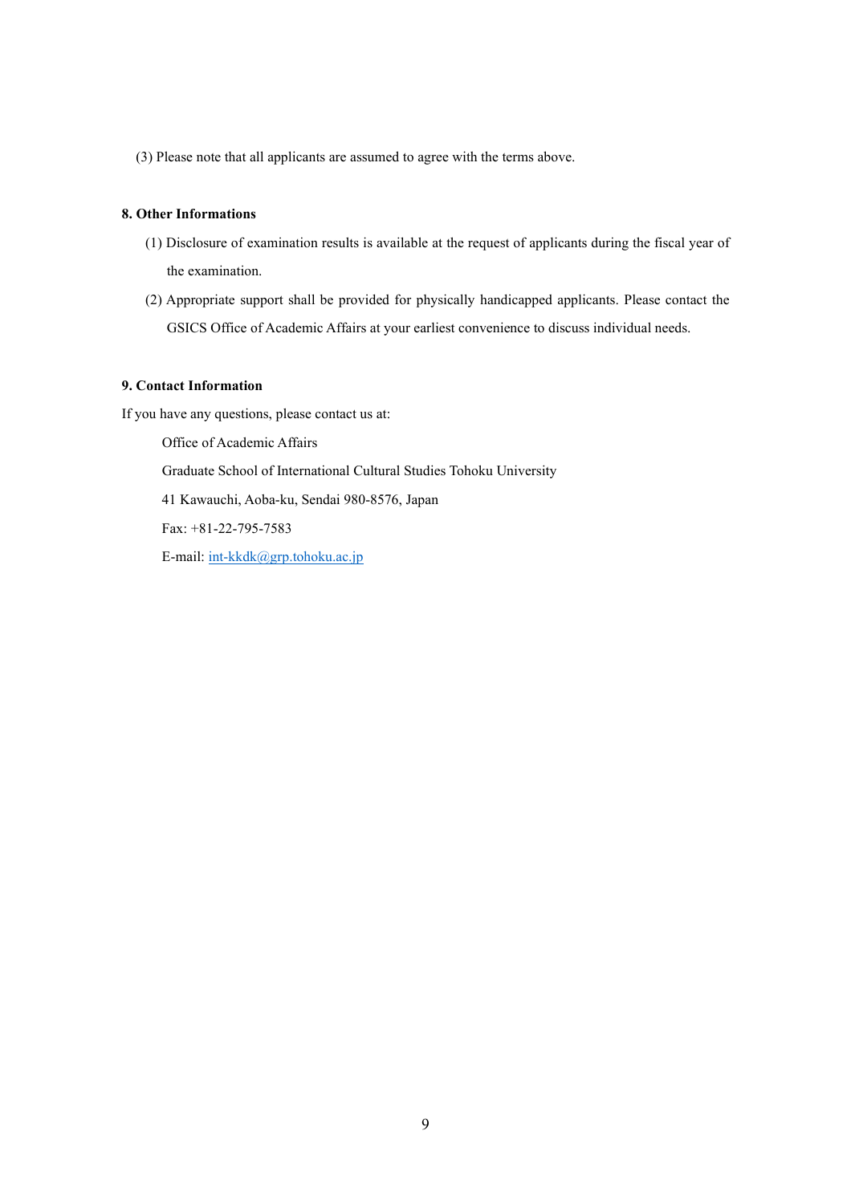(3) Please note that all applicants are assumed to agree with the terms above.

**8. Other Informations**

(1) Disclosure of examination results is available at the request of applicants during the fiscal year of the examination.

(2) Appropriate support shall be provided for physically handicapped applicants. Please contact the GSICS Office of Academic Affairs at your earliest convenience to discuss individual needs.

**9. Contact Information**

If you have any questions, please contact us at:

Office of Academic Affairs

Graduate School of International Cultural Studies Tohoku University

41 Kawauchi, Aoba-ku, Sendai 980-8576, Japan

Fax: +81-22-795-7583

E-mail: int-kkdk@grp.tohoku.ac.jp